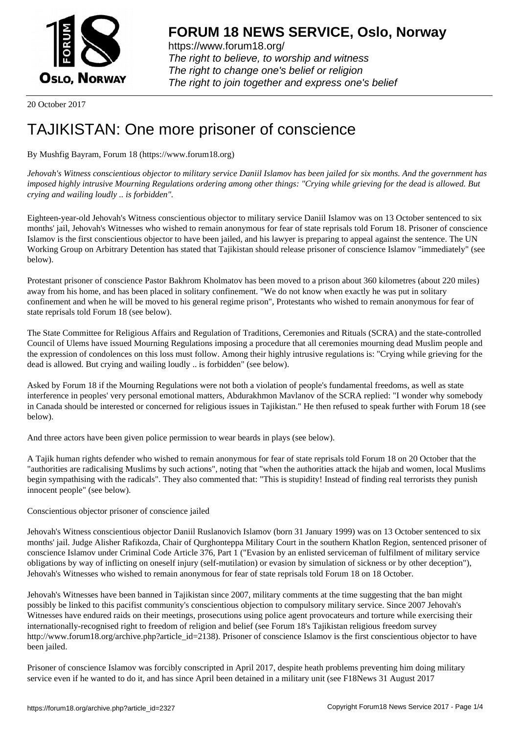# FORUM 18 NEWS SERVICE, Oslo, Norway

https://www.forum18.org/
*The right to believe, to worship and witness*
*The right to change one's belief or religion*
*The right to join together and express one's belief*

20 October 2017

# TAJIKISTAN: One more prisoner of conscience

By Mushfig Bayram, Forum 18 (https://www.forum18.org)

*Jehovah's Witness conscientious objector to military service Daniil Islamov has been jailed for six months. And the government has imposed highly intrusive Mourning Regulations ordering among other things: "Crying while grieving for the dead is allowed. But crying and wailing loudly .. is forbidden".*

Eighteen-year-old Jehovah's Witness conscientious objector to military service Daniil Islamov was on 13 October sentenced to six months' jail, Jehovah's Witnesses who wished to remain anonymous for fear of state reprisals told Forum 18. Prisoner of conscience Islamov is the first conscientious objector to have been jailed, and his lawyer is preparing to appeal against the sentence. The UN Working Group on Arbitrary Detention has stated that Tajikistan should release prisoner of conscience Islamov "immediately" (see below).

Protestant prisoner of conscience Pastor Bakhrom Kholmatov has been moved to a prison about 360 kilometres (about 220 miles) away from his home, and has been placed in solitary confinement. "We do not know when exactly he was put in solitary confinement and when he will be moved to his general regime prison", Protestants who wished to remain anonymous for fear of state reprisals told Forum 18 (see below).

The State Committee for Religious Affairs and Regulation of Traditions, Ceremonies and Rituals (SCRA) and the state-controlled Council of Ulems have issued Mourning Regulations imposing a procedure that all ceremonies mourning dead Muslim people and the expression of condolences on this loss must follow. Among their highly intrusive regulations is: "Crying while grieving for the dead is allowed. But crying and wailing loudly .. is forbidden" (see below).

Asked by Forum 18 if the Mourning Regulations were not both a violation of people's fundamental freedoms, as well as state interference in peoples' very personal emotional matters, Abdurakhmon Mavlanov of the SCRA replied: "I wonder why somebody in Canada should be interested or concerned for religious issues in Tajikistan." He then refused to speak further with Forum 18 (see below).

And three actors have been given police permission to wear beards in plays (see below).

A Tajik human rights defender who wished to remain anonymous for fear of state reprisals told Forum 18 on 20 October that the "authorities are radicalising Muslims by such actions", noting that "when the authorities attack the hijab and women, local Muslims begin sympathising with the radicals". They also commented that: "This is stupidity! Instead of finding real terrorists they punish innocent people" (see below).

Conscientious objector prisoner of conscience jailed

Jehovah's Witness conscientious objector Daniil Ruslanovich Islamov (born 31 January 1999) was on 13 October sentenced to six months' jail. Judge Alisher Rafikozda, Chair of Qurghonteppa Military Court in the southern Khatlon Region, sentenced prisoner of conscience Islamov under Criminal Code Article 376, Part 1 ("Evasion by an enlisted serviceman of fulfilment of military service obligations by way of inflicting on oneself injury (self-mutilation) or evasion by simulation of sickness or by other deception"), Jehovah's Witnesses who wished to remain anonymous for fear of state reprisals told Forum 18 on 18 October.

Jehovah's Witnesses have been banned in Tajikistan since 2007, military comments at the time suggesting that the ban might possibly be linked to this pacifist community's conscientious objection to compulsory military service. Since 2007 Jehovah's Witnesses have endured raids on their meetings, prosecutions using police agent provocateurs and torture while exercising their internationally-recognised right to freedom of religion and belief (see Forum 18's Tajikistan religious freedom survey http://www.forum18.org/archive.php?article_id=2138). Prisoner of conscience Islamov is the first conscientious objector to have been jailed.

Prisoner of conscience Islamov was forcibly conscripted in April 2017, despite heath problems preventing him doing military service even if he wanted to do it, and has since April been detained in a military unit (see F18News 31 August 2017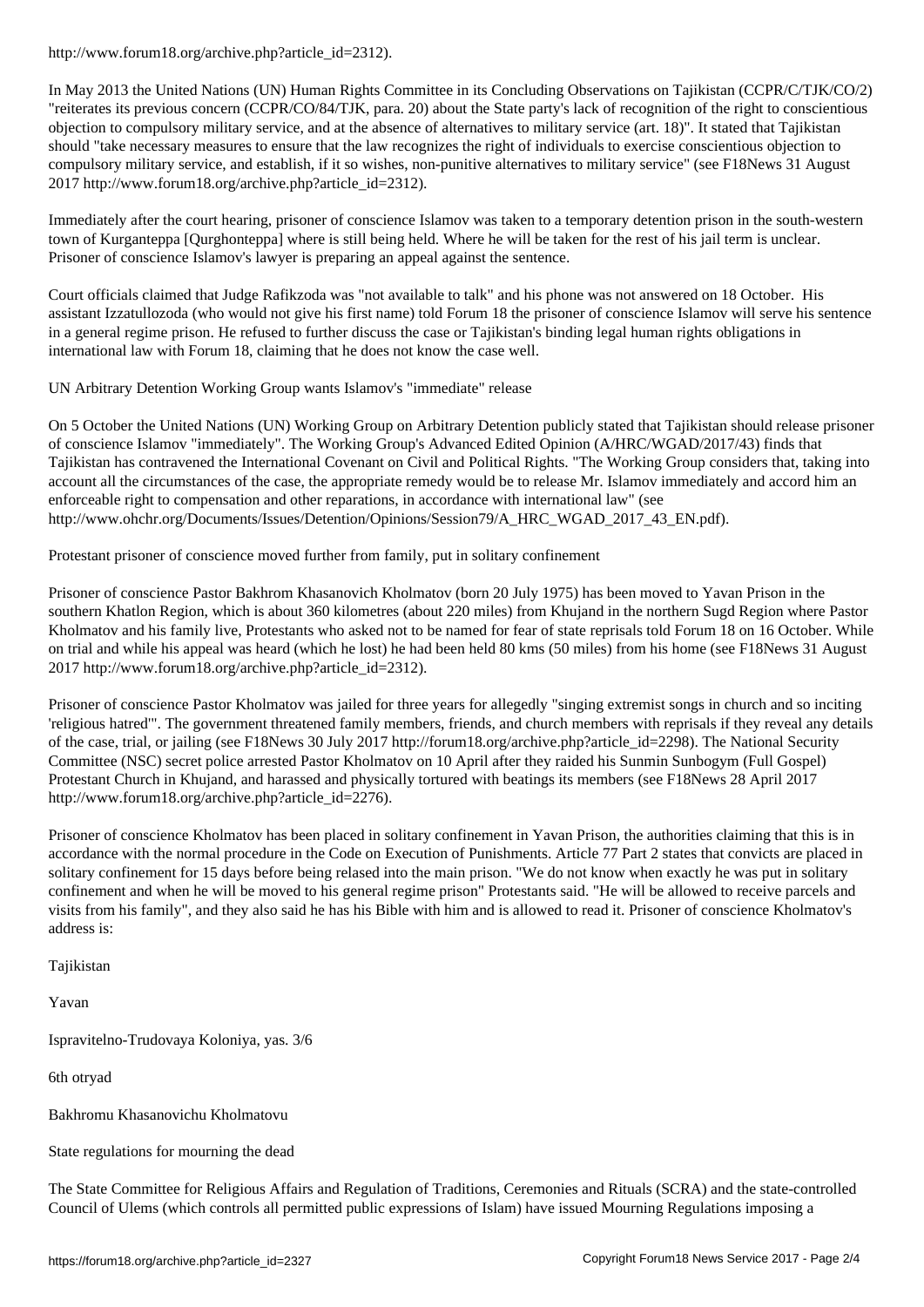http://www.forum18.org/archive.php?article_id=2312).

In May 2013 the United Nations (UN) Human Rights Committee in its Concluding Observations on Tajikistan (CCPR/C/TJK/CO/2) "reiterates its previous concern (CCPR/CO/84/TJK, para. 20) about the State party's lack of recognition of the right to conscientious objection to compulsory military service, and at the absence of alternatives to military service (art. 18)". It stated that Tajikistan should "take necessary measures to ensure that the law recognizes the right of individuals to exercise conscientious objection to compulsory military service, and establish, if it so wishes, non-punitive alternatives to military service" (see F18News 31 August 2017 http://www.forum18.org/archive.php?article_id=2312).

Immediately after the court hearing, prisoner of conscience Islamov was taken to a temporary detention prison in the south-western town of Kurganteppa [Qurghonteppa] where is still being held. Where he will be taken for the rest of his jail term is unclear. Prisoner of conscience Islamov's lawyer is preparing an appeal against the sentence.

Court officials claimed that Judge Rafikzoda was "not available to talk" and his phone was not answered on 18 October. His assistant Izzatullozoda (who would not give his first name) told Forum 18 the prisoner of conscience Islamov will serve his sentence in a general regime prison. He refused to further discuss the case or Tajikistan's binding legal human rights obligations in international law with Forum 18, claiming that he does not know the case well.

## UN Arbitrary Detention Working Group wants Islamov's "immediate" release

On 5 October the United Nations (UN) Working Group on Arbitrary Detention publicly stated that Tajikistan should release prisoner of conscience Islamov "immediately". The Working Group's Advanced Edited Opinion (A/HRC/WGAD/2017/43) finds that Tajikistan has contravened the International Covenant on Civil and Political Rights. "The Working Group considers that, taking into account all the circumstances of the case, the appropriate remedy would be to release Mr. Islamov immediately and accord him an enforceable right to compensation and other reparations, in accordance with international law" (see http://www.ohchr.org/Documents/Issues/Detention/Opinions/Session79/A_HRC_WGAD_2017_43_EN.pdf).

## Protestant prisoner of conscience moved further from family, put in solitary confinement

Prisoner of conscience Pastor Bakhrom Khasanovich Kholmatov (born 20 July 1975) has been moved to Yavan Prison in the southern Khatlon Region, which is about 360 kilometres (about 220 miles) from Khujand in the northern Sugd Region where Pastor Kholmatov and his family live, Protestants who asked not to be named for fear of state reprisals told Forum 18 on 16 October. While on trial and while his appeal was heard (which he lost) he had been held 80 kms (50 miles) from his home (see F18News 31 August 2017 http://www.forum18.org/archive.php?article_id=2312).

Prisoner of conscience Pastor Kholmatov was jailed for three years for allegedly "singing extremist songs in church and so inciting 'religious hatred'". The government threatened family members, friends, and church members with reprisals if they reveal any details of the case, trial, or jailing (see F18News 30 July 2017 http://forum18.org/archive.php?article_id=2298). The National Security Committee (NSC) secret police arrested Pastor Kholmatov on 10 April after they raided his Sunmin Sunbogym (Full Gospel) Protestant Church in Khujand, and harassed and physically tortured with beatings its members (see F18News 28 April 2017 http://www.forum18.org/archive.php?article_id=2276).

Prisoner of conscience Kholmatov has been placed in solitary confinement in Yavan Prison, the authorities claiming that this is in accordance with the normal procedure in the Code on Execution of Punishments. Article 77 Part 2 states that convicts are placed in solitary confinement for 15 days before being relased into the main prison. "We do not know when exactly he was put in solitary confinement and when he will be moved to his general regime prison" Protestants said. "He will be allowed to receive parcels and visits from his family", and they also said he has his Bible with him and is allowed to read it. Prisoner of conscience Kholmatov's address is:

Tajikistan

Yavan

Ispravitelno-Trudovaya Koloniya, yas. 3/6

6th otryad

Bakhromu Khasanovichu Kholmatovu

## State regulations for mourning the dead

The State Committee for Religious Affairs and Regulation of Traditions, Ceremonies and Rituals (SCRA) and the state-controlled Council of Ulems (which controls all permitted public expressions of Islam) have issued Mourning Regulations imposing a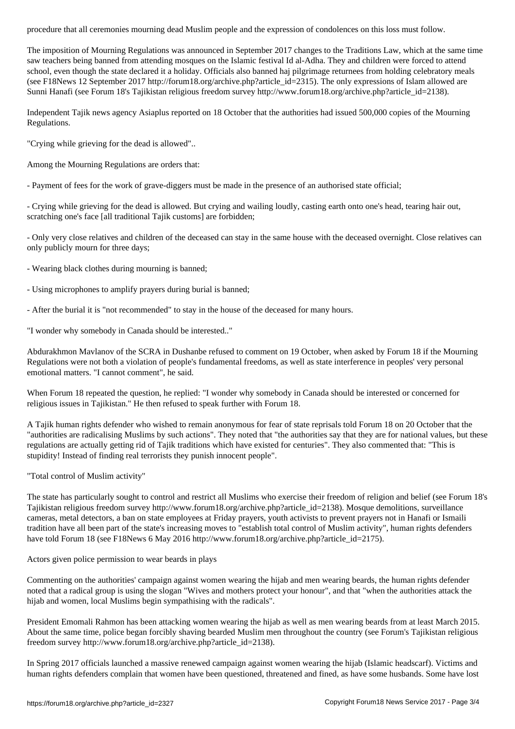procedure that all ceremonies mourning dead Muslim people and the expression of condolences on this loss must follow.

The imposition of Mourning Regulations was announced in September 2017 changes to the Traditions Law, which at the same time saw teachers being banned from attending mosques on the Islamic festival Id al-Adha. They and children were forced to attend school, even though the state declared it a holiday. Officials also banned haj pilgrimage returnees from holding celebratory meals (see F18News 12 September 2017 http://forum18.org/archive.php?article_id=2315). The only expressions of Islam allowed are Sunni Hanafi (see Forum 18's Tajikistan religious freedom survey http://www.forum18.org/archive.php?article_id=2138).

Independent Tajik news agency Asiaplus reported on 18 October that the authorities had issued 500,000 copies of the Mourning Regulations.

"Crying while grieving for the dead is allowed"..

Among the Mourning Regulations are orders that:

- Payment of fees for the work of grave-diggers must be made in the presence of an authorised state official;

- Crying while grieving for the dead is allowed. But crying and wailing loudly, casting earth onto one's head, tearing hair out, scratching one's face [all traditional Tajik customs] are forbidden;

- Only very close relatives and children of the deceased can stay in the same house with the deceased overnight. Close relatives can only publicly mourn for three days;

- Wearing black clothes during mourning is banned;

- Using microphones to amplify prayers during burial is banned;

- After the burial it is "not recommended" to stay in the house of the deceased for many hours.

"I wonder why somebody in Canada should be interested.."

Abdurakhmon Mavlanov of the SCRA in Dushanbe refused to comment on 19 October, when asked by Forum 18 if the Mourning Regulations were not both a violation of people's fundamental freedoms, as well as state interference in peoples' very personal emotional matters. "I cannot comment", he said.

When Forum 18 repeated the question, he replied: "I wonder why somebody in Canada should be interested or concerned for religious issues in Tajikistan." He then refused to speak further with Forum 18.

A Tajik human rights defender who wished to remain anonymous for fear of state reprisals told Forum 18 on 20 October that the "authorities are radicalising Muslims by such actions". They noted that "the authorities say that they are for national values, but these regulations are actually getting rid of Tajik traditions which have existed for centuries". They also commented that: "This is stupidity! Instead of finding real terrorists they punish innocent people".

"Total control of Muslim activity"

The state has particularly sought to control and restrict all Muslims who exercise their freedom of religion and belief (see Forum 18's Tajikistan religious freedom survey http://www.forum18.org/archive.php?article_id=2138). Mosque demolitions, surveillance cameras, metal detectors, a ban on state employees at Friday prayers, youth activists to prevent prayers not in Hanafi or Ismaili tradition have all been part of the state's increasing moves to "establish total control of Muslim activity", human rights defenders have told Forum 18 (see F18News 6 May 2016 http://www.forum18.org/archive.php?article_id=2175).

Actors given police permission to wear beards in plays

Commenting on the authorities' campaign against women wearing the hijab and men wearing beards, the human rights defender noted that a radical group is using the slogan "Wives and mothers protect your honour", and that "when the authorities attack the hijab and women, local Muslims begin sympathising with the radicals".

President Emomali Rahmon has been attacking women wearing the hijab as well as men wearing beards from at least March 2015. About the same time, police began forcibly shaving bearded Muslim men throughout the country (see Forum's Tajikistan religious freedom survey http://www.forum18.org/archive.php?article_id=2138).

In Spring 2017 officials launched a massive renewed campaign against women wearing the hijab (Islamic headscarf). Victims and human rights defenders complain that women have been questioned, threatened and fined, as have some husbands. Some have lost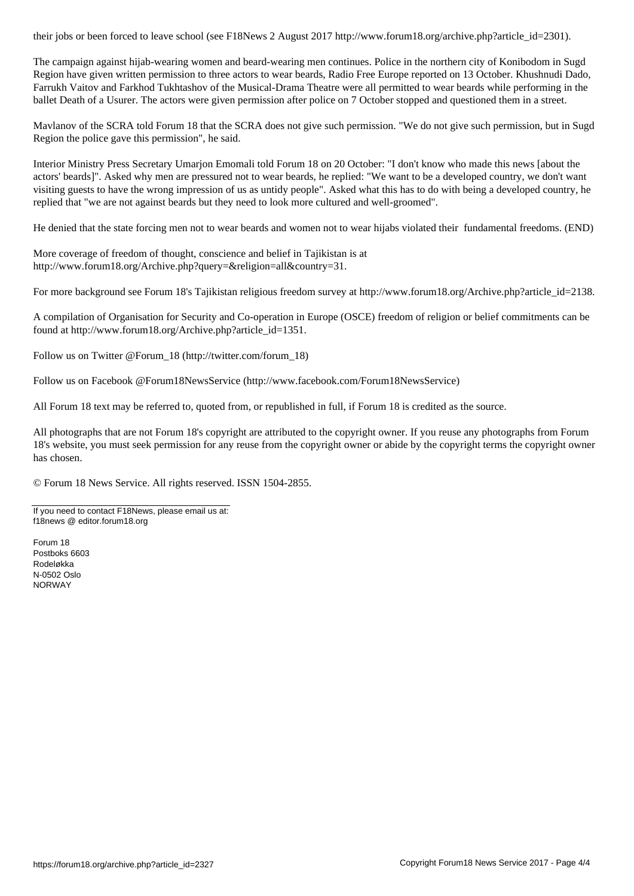their jobs or been forced to leave school (see F18News 2 August 2017 http://www.forum18.org/archive.php?article_id=2301).

The campaign against hijab-wearing women and beard-wearing men continues. Police in the northern city of Konibodom in Sugd Region have given written permission to three actors to wear beards, Radio Free Europe reported on 13 October. Khushnudi Dado, Farrukh Vaitov and Farkhod Tukhtashov of the Musical-Drama Theatre were all permitted to wear beards while performing in the ballet Death of a Usurer. The actors were given permission after police on 7 October stopped and questioned them in a street.

Mavlanov of the SCRA told Forum 18 that the SCRA does not give such permission. "We do not give such permission, but in Sugd Region the police gave this permission", he said.

Interior Ministry Press Secretary Umarjon Emomali told Forum 18 on 20 October: "I don't know who made this news [about the actors' beards]". Asked why men are pressured not to wear beards, he replied: "We want to be a developed country, we don't want visiting guests to have the wrong impression of us as untidy people". Asked what this has to do with being a developed country, he replied that "we are not against beards but they need to look more cultured and well-groomed".

He denied that the state forcing men not to wear beards and women not to wear hijabs violated their fundamental freedoms. (END)

More coverage of freedom of thought, conscience and belief in Tajikistan is at http://www.forum18.org/Archive.php?query=&religion=all&country=31.

For more background see Forum 18's Tajikistan religious freedom survey at http://www.forum18.org/Archive.php?article_id=2138.

A compilation of Organisation for Security and Co-operation in Europe (OSCE) freedom of religion or belief commitments can be found at http://www.forum18.org/Archive.php?article_id=1351.

Follow us on Twitter @Forum_18 (http://twitter.com/forum_18)

Follow us on Facebook @Forum18NewsService (http://www.facebook.com/Forum18NewsService)

All Forum 18 text may be referred to, quoted from, or republished in full, if Forum 18 is credited as the source.

All photographs that are not Forum 18's copyright are attributed to the copyright owner. If you reuse any photographs from Forum 18's website, you must seek permission for any reuse from the copyright owner or abide by the copyright terms the copyright owner has chosen.

© Forum 18 News Service. All rights reserved. ISSN 1504-2855.

---

If you need to contact F18News, please email us at:
f18news @ editor.forum18.org

Forum 18
Postboks 6603
Rodeløkka
N-0502 Oslo
NORWAY